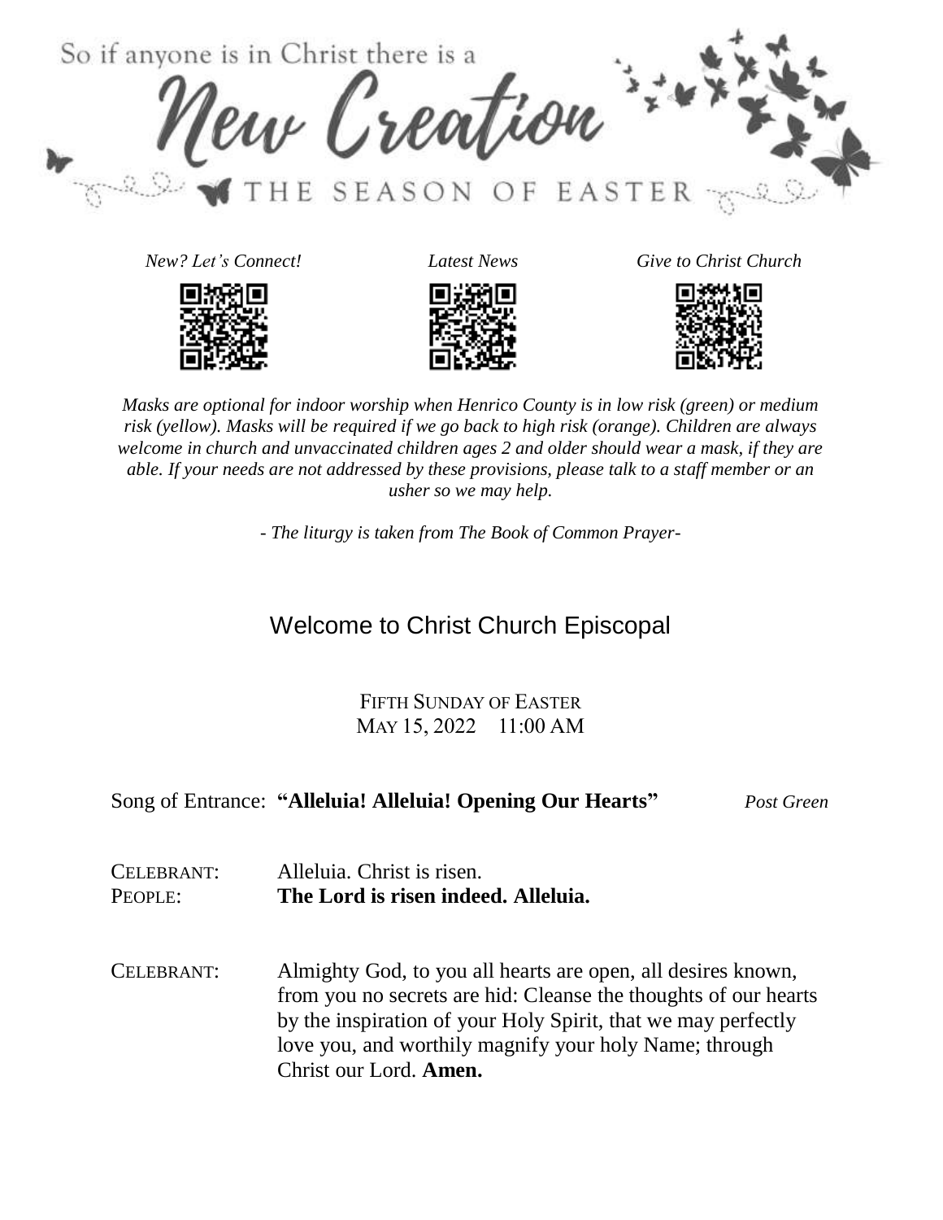So if anyone is in Christ there is a

# New Creation

THE SEASON OF EASTER

*New? Let's Connect!* *Latest News* *Give to Christ Church*

*Masks are optional for indoor worship when Henrico County is in low risk (green) or medium risk (yellow). Masks will be required if we go back to high risk (orange). Children are always welcome in church and unvaccinated children ages 2 and older should wear a mask, if they are able. If your needs are not addressed by these provisions, please talk to a staff member or an usher so we may help.*

*- The liturgy is taken from The Book of Common Prayer-*

## Welcome to Christ Church Episcopal

FIFTH SUNDAY OF EASTER
MAY 15, 2022 11:00 AM

Song of Entrance: **"Alleluia! Alleluia! Opening Our Hearts"** *Post Green*

CELEBRANT: Alleluia. Christ is risen.
PEOPLE: **The Lord is risen indeed. Alleluia.**

CELEBRANT: Almighty God, to you all hearts are open, all desires known, from you no secrets are hid: Cleanse the thoughts of our hearts by the inspiration of your Holy Spirit, that we may perfectly love you, and worthily magnify your holy Name; through Christ our Lord. **Amen.**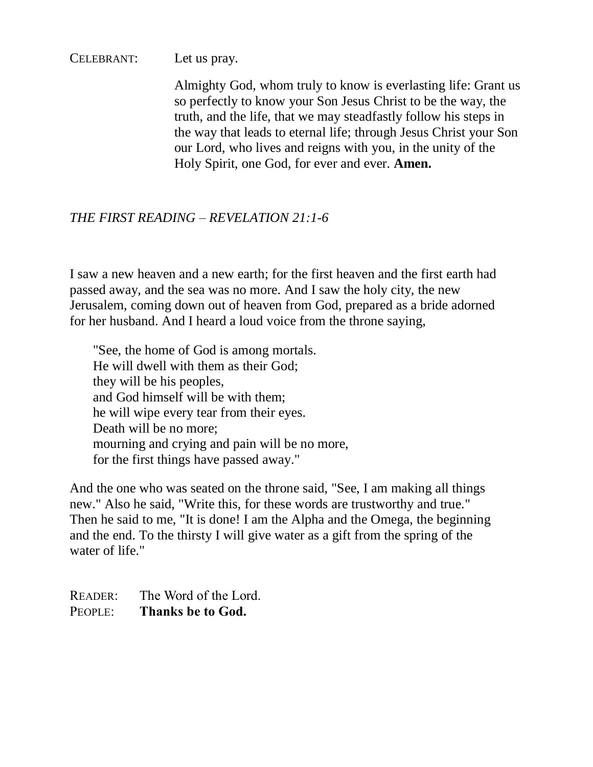CELEBRANT: Let us pray.

Almighty God, whom truly to know is everlasting life: Grant us so perfectly to know your Son Jesus Christ to be the way, the truth, and the life, that we may steadfastly follow his steps in the way that leads to eternal life; through Jesus Christ your Son our Lord, who lives and reigns with you, in the unity of the Holy Spirit, one God, for ever and ever. **Amen.**

*THE FIRST READING – REVELATION 21:1-6*

I saw a new heaven and a new earth; for the first heaven and the first earth had passed away, and the sea was no more. And I saw the holy city, the new Jerusalem, coming down out of heaven from God, prepared as a bride adorned for her husband. And I heard a loud voice from the throne saying,

"See, the home of God is among mortals.  
He will dwell with them as their God;  
they will be his peoples,  
and God himself will be with them;  
he will wipe every tear from their eyes.  
Death will be no more;  
mourning and crying and pain will be no more,  
for the first things have passed away."

And the one who was seated on the throne said, "See, I am making all things new." Also he said, "Write this, for these words are trustworthy and true." Then he said to me, "It is done! I am the Alpha and the Omega, the beginning and the end. To the thirsty I will give water as a gift from the spring of the water of life."

READER: The Word of the Lord.  
PEOPLE: **Thanks be to God.**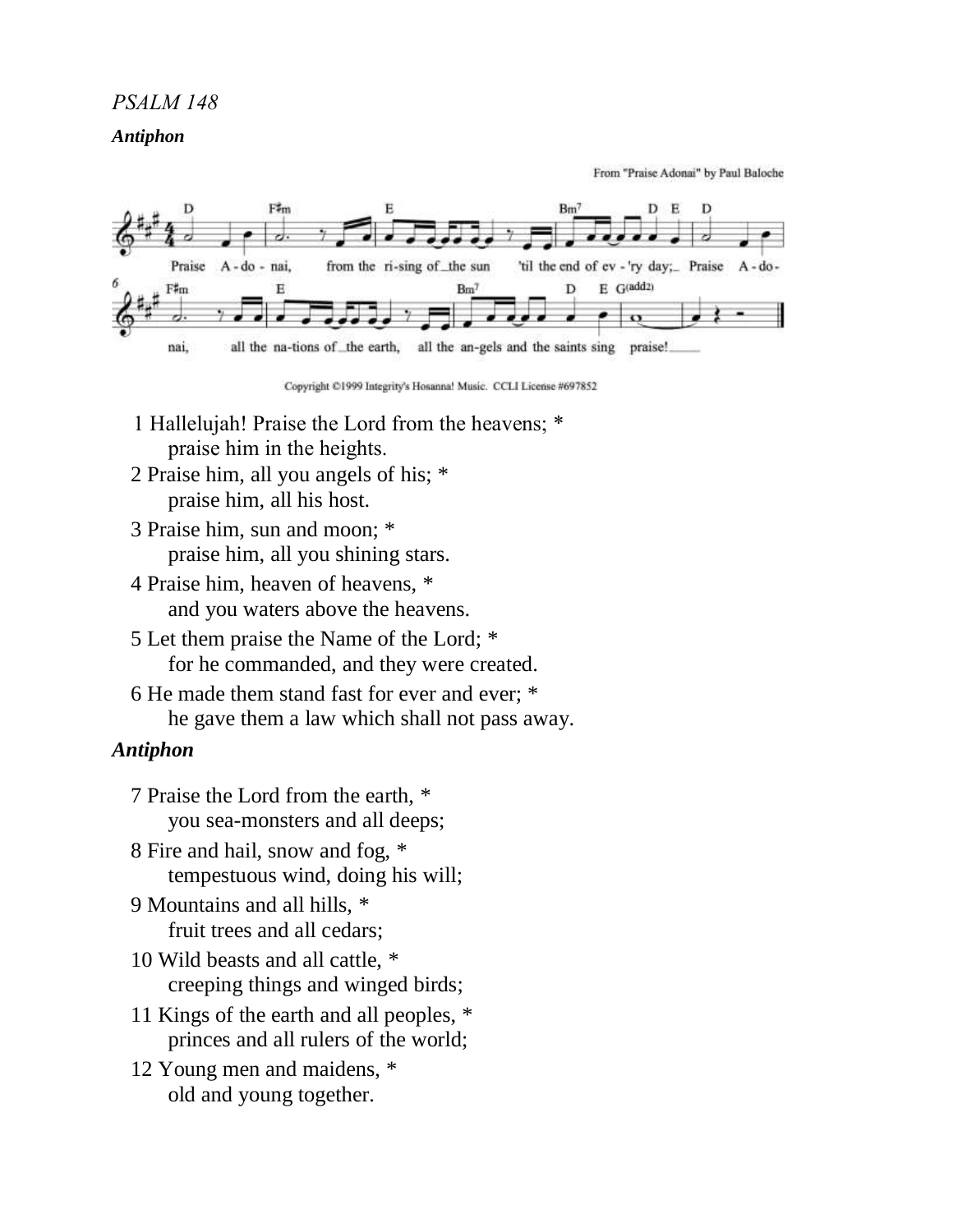*PSALM 148*

***Antiphon***

From "Praise Adonai" by Paul Baloche

Praise Adonai, from the rising of the sun 'til the end of ev'ry day; Praise Adonai, all the nations of the earth, all the angels and the saints sing praise!

Copyright ©1999 Integrity's Hosanna! Music. CCLI License #697852

1 Hallelujah! Praise the Lord from the heavens; *
praise him in the heights.

2 Praise him, all you angels of his; *
praise him, all his host.

3 Praise him, sun and moon; *
praise him, all you shining stars.

4 Praise him, heaven of heavens, *
and you waters above the heavens.

5 Let them praise the Name of the Lord; *
for he commanded, and they were created.

6 He made them stand fast for ever and ever; *
he gave them a law which shall not pass away.

***Antiphon***

7 Praise the Lord from the earth, *
you sea-monsters and all deeps;

8 Fire and hail, snow and fog, *
tempestuous wind, doing his will;

9 Mountains and all hills, *
fruit trees and all cedars;

10 Wild beasts and all cattle, *
creeping things and winged birds;

11 Kings of the earth and all peoples, *
princes and all rulers of the world;

12 Young men and maidens, *
old and young together.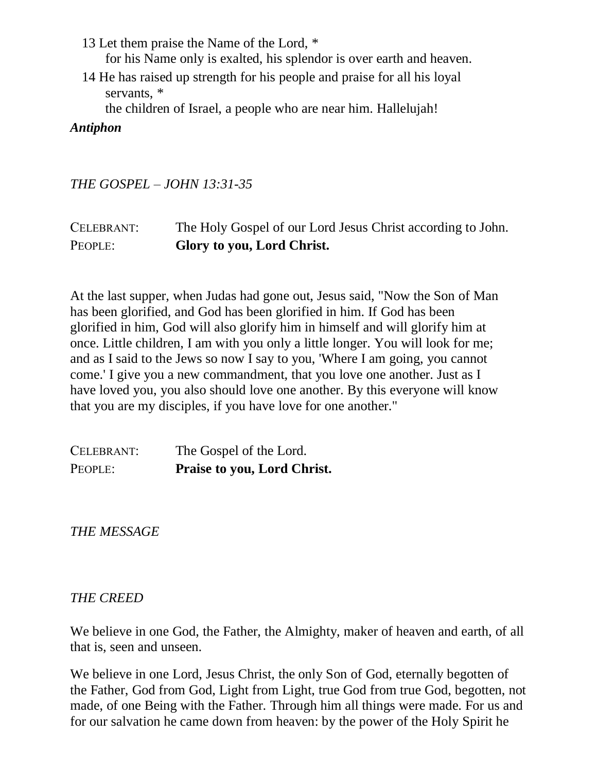13 Let them praise the Name of the Lord, *
for his Name only is exalted, his splendor is over earth and heaven.

14 He has raised up strength for his people and praise for all his loyal servants, *
the children of Israel, a people who are near him. Hallelujah!

***Antiphon***

*THE GOSPEL – JOHN 13:31-35*

CELEBRANT: The Holy Gospel of our Lord Jesus Christ according to John.
PEOPLE: **Glory to you, Lord Christ.**

At the last supper, when Judas had gone out, Jesus said, "Now the Son of Man has been glorified, and God has been glorified in him. If God has been glorified in him, God will also glorify him in himself and will glorify him at once. Little children, I am with you only a little longer. You will look for me; and as I said to the Jews so now I say to you, 'Where I am going, you cannot come.' I give you a new commandment, that you love one another. Just as I have loved you, you also should love one another. By this everyone will know that you are my disciples, if you have love for one another."

CELEBRANT: The Gospel of the Lord.
PEOPLE: **Praise to you, Lord Christ.**

*THE MESSAGE*

*THE CREED*

We believe in one God, the Father, the Almighty, maker of heaven and earth, of all that is, seen and unseen.

We believe in one Lord, Jesus Christ, the only Son of God, eternally begotten of the Father, God from God, Light from Light, true God from true God, begotten, not made, of one Being with the Father. Through him all things were made. For us and for our salvation he came down from heaven: by the power of the Holy Spirit he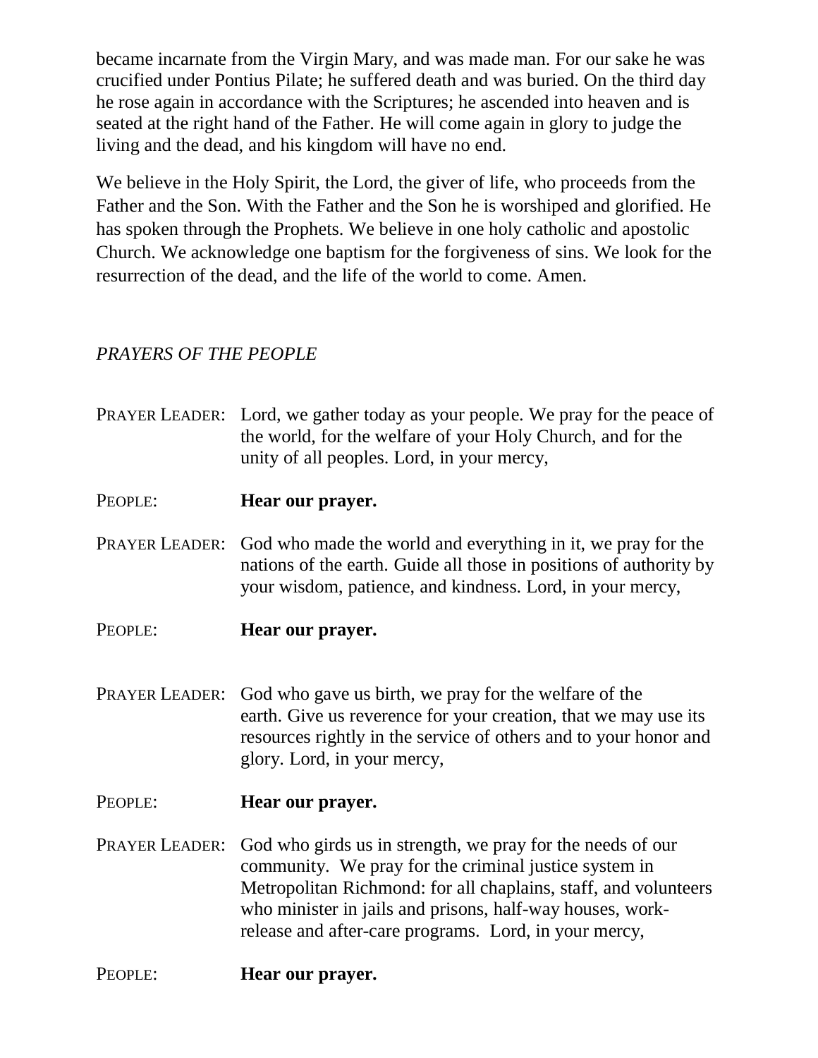became incarnate from the Virgin Mary, and was made man. For our sake he was crucified under Pontius Pilate; he suffered death and was buried. On the third day he rose again in accordance with the Scriptures; he ascended into heaven and is seated at the right hand of the Father. He will come again in glory to judge the living and the dead, and his kingdom will have no end.

We believe in the Holy Spirit, the Lord, the giver of life, who proceeds from the Father and the Son. With the Father and the Son he is worshiped and glorified. He has spoken through the Prophets. We believe in one holy catholic and apostolic Church. We acknowledge one baptism for the forgiveness of sins. We look for the resurrection of the dead, and the life of the world to come. Amen.

*PRAYERS OF THE PEOPLE*

PRAYER LEADER: Lord, we gather today as your people. We pray for the peace of the world, for the welfare of your Holy Church, and for the unity of all peoples. Lord, in your mercy,

PEOPLE: **Hear our prayer.**

PRAYER LEADER: God who made the world and everything in it, we pray for the nations of the earth. Guide all those in positions of authority by your wisdom, patience, and kindness. Lord, in your mercy,

PEOPLE: **Hear our prayer.**

PRAYER LEADER: God who gave us birth, we pray for the welfare of the earth. Give us reverence for your creation, that we may use its resources rightly in the service of others and to your honor and glory. Lord, in your mercy,

PEOPLE: **Hear our prayer.**

PRAYER LEADER: God who girds us in strength, we pray for the needs of our community. We pray for the criminal justice system in Metropolitan Richmond: for all chaplains, staff, and volunteers who minister in jails and prisons, half-way houses, work-release and after-care programs. Lord, in your mercy,

PEOPLE: **Hear our prayer.**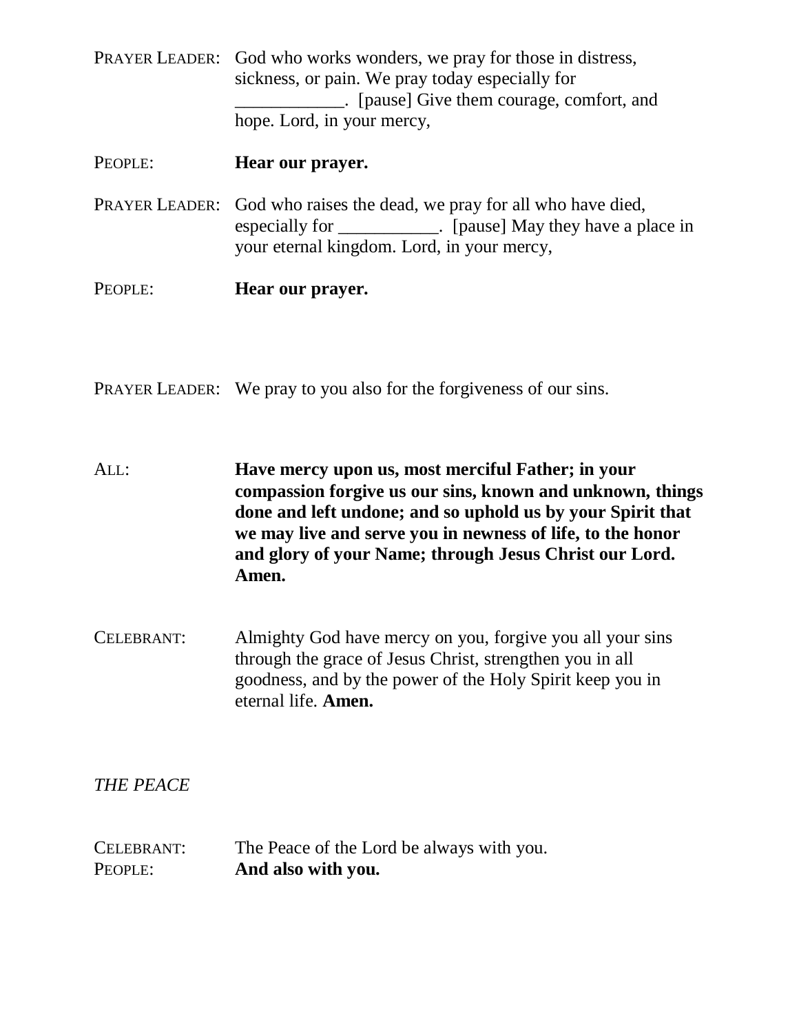PRAYER LEADER: God who works wonders, we pray for those in distress, sickness, or pain. We pray today especially for ____________. [pause] Give them courage, comfort, and hope. Lord, in your mercy,

PEOPLE: **Hear our prayer.**

PRAYER LEADER: God who raises the dead, we pray for all who have died, especially for ___________. [pause] May they have a place in your eternal kingdom. Lord, in your mercy,

PEOPLE: **Hear our prayer.**

PRAYER LEADER: We pray to you also for the forgiveness of our sins.

ALL: **Have mercy upon us, most merciful Father; in your compassion forgive us our sins, known and unknown, things done and left undone; and so uphold us by your Spirit that we may live and serve you in newness of life, to the honor and glory of your Name; through Jesus Christ our Lord. Amen.**

CELEBRANT: Almighty God have mercy on you, forgive you all your sins through the grace of Jesus Christ, strengthen you in all goodness, and by the power of the Holy Spirit keep you in eternal life. **Amen.**

*THE PEACE*

CELEBRANT: The Peace of the Lord be always with you.
PEOPLE: **And also with you.**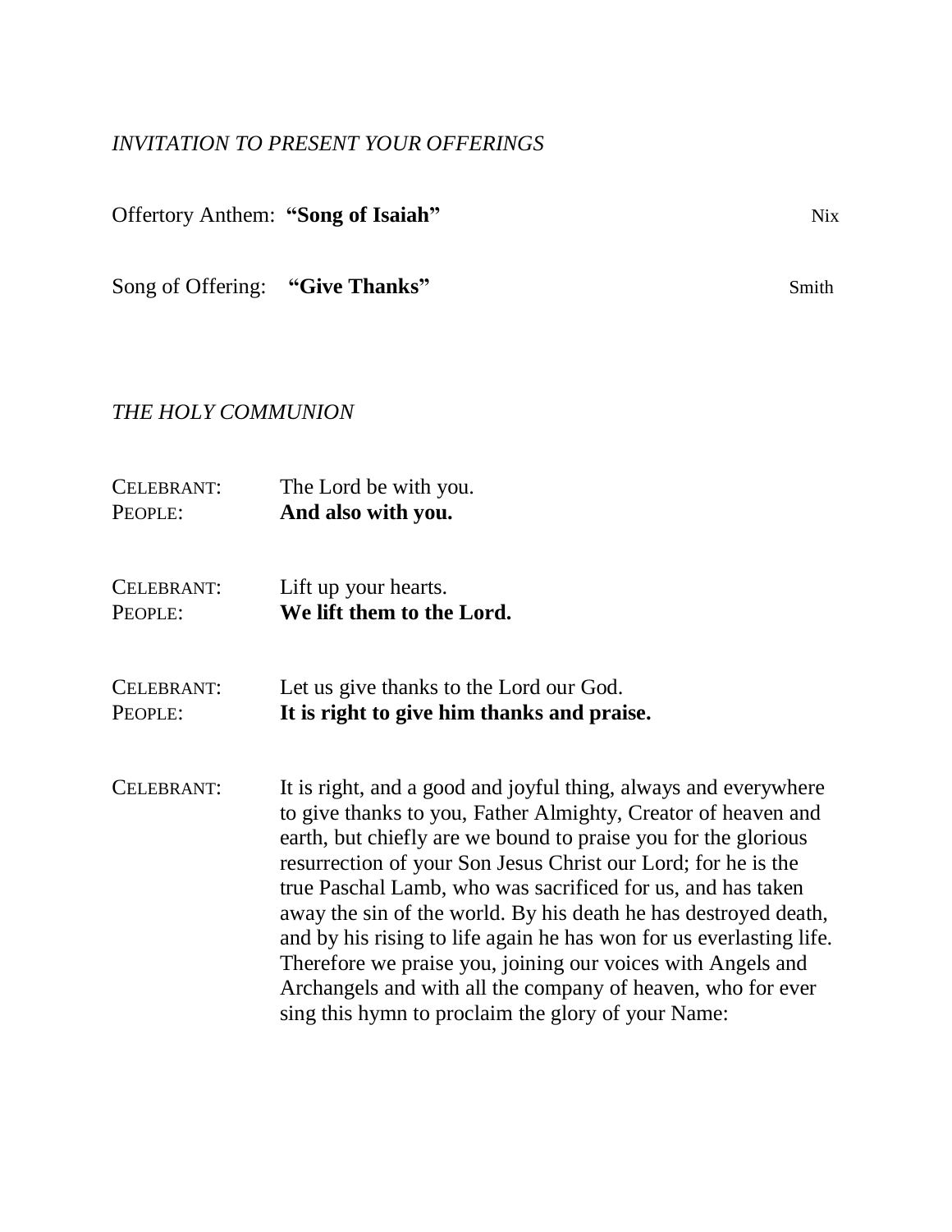*INVITATION TO PRESENT YOUR OFFERINGS*

Offertory Anthem: **"Song of Isaiah"** Nix

Song of Offering: **"Give Thanks"** Smith

*THE HOLY COMMUNION*

CELEBRANT: The Lord be with you.
PEOPLE: **And also with you.**

CELEBRANT: Lift up your hearts.
PEOPLE: **We lift them to the Lord.**

CELEBRANT: Let us give thanks to the Lord our God.
PEOPLE: **It is right to give him thanks and praise.**

CELEBRANT: It is right, and a good and joyful thing, always and everywhere to give thanks to you, Father Almighty, Creator of heaven and earth, but chiefly are we bound to praise you for the glorious resurrection of your Son Jesus Christ our Lord; for he is the true Paschal Lamb, who was sacrificed for us, and has taken away the sin of the world. By his death he has destroyed death, and by his rising to life again he has won for us everlasting life. Therefore we praise you, joining our voices with Angels and Archangels and with all the company of heaven, who for ever sing this hymn to proclaim the glory of your Name: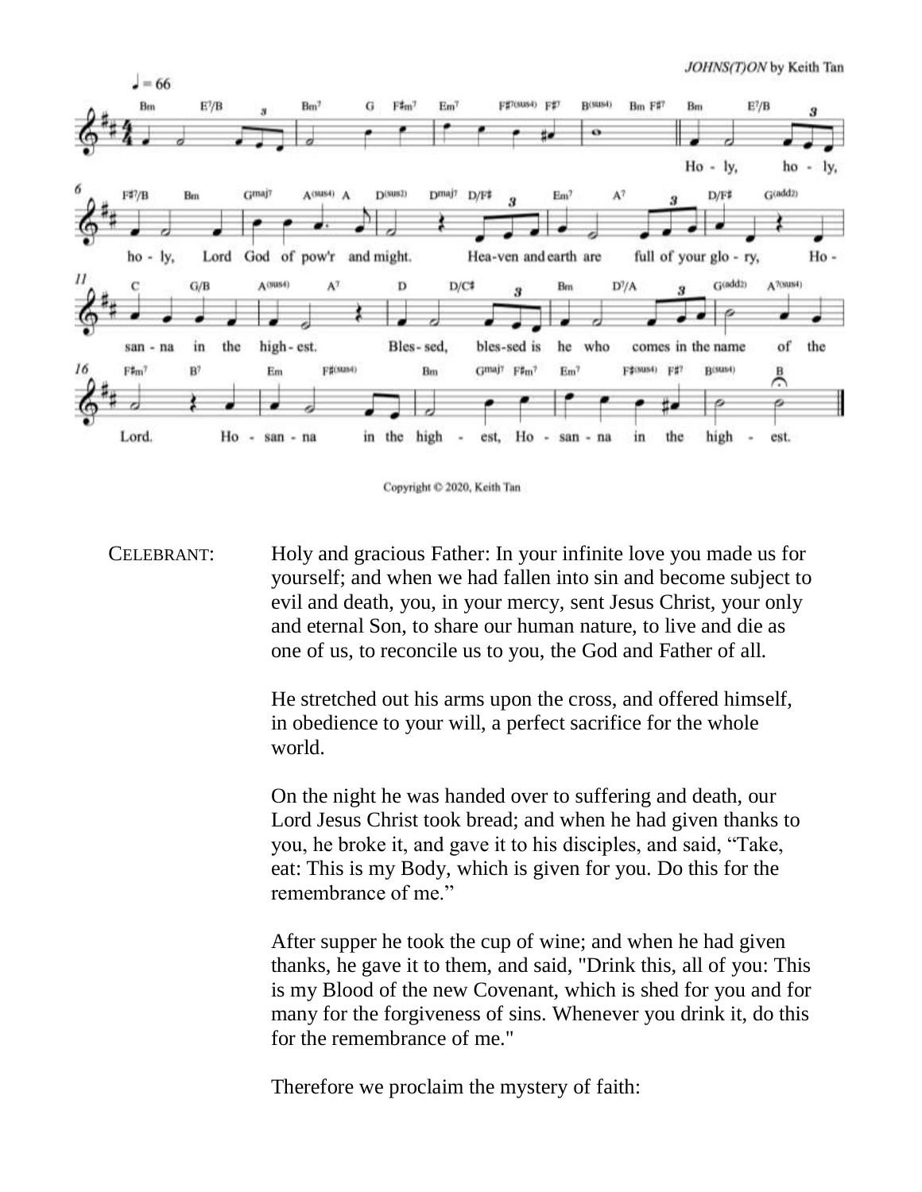*JOHNS(T)ON* by Keith Tan

Holy, holy, holy, Lord God of pow'r and might. Heaven and earth are full of your glory, Hosanna in the highest. Blessed, blessed is he who comes in the name of the Lord. Hosanna in the highest, Hosanna in the highest.

Copyright © 2020, Keith Tan

CELEBRANT: Holy and gracious Father: In your infinite love you made us for yourself; and when we had fallen into sin and become subject to evil and death, you, in your mercy, sent Jesus Christ, your only and eternal Son, to share our human nature, to live and die as one of us, to reconcile us to you, the God and Father of all.

He stretched out his arms upon the cross, and offered himself, in obedience to your will, a perfect sacrifice for the whole world.

On the night he was handed over to suffering and death, our Lord Jesus Christ took bread; and when he had given thanks to you, he broke it, and gave it to his disciples, and said, "Take, eat: This is my Body, which is given for you. Do this for the remembrance of me."

After supper he took the cup of wine; and when he had given thanks, he gave it to them, and said, "Drink this, all of you: This is my Blood of the new Covenant, which is shed for you and for many for the forgiveness of sins. Whenever you drink it, do this for the remembrance of me."

Therefore we proclaim the mystery of faith: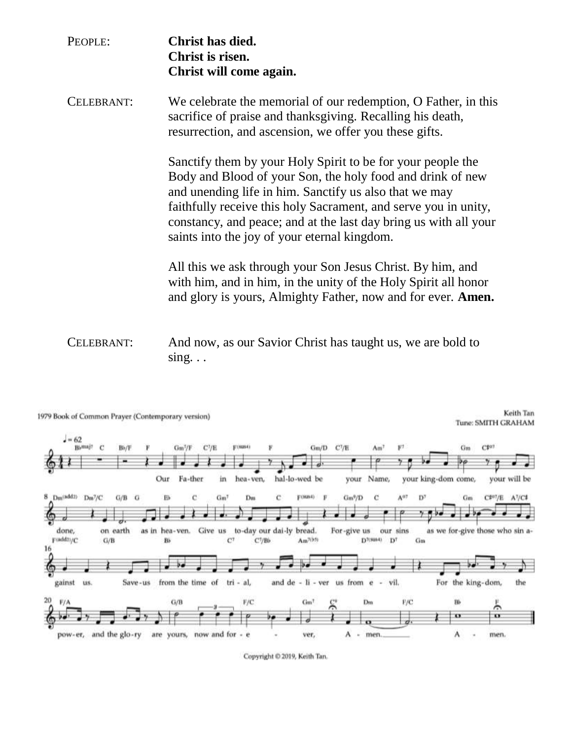PEOPLE: **Christ has died.**
**Christ is risen.**
**Christ will come again.**

CELEBRANT: We celebrate the memorial of our redemption, O Father, in this sacrifice of praise and thanksgiving. Recalling his death, resurrection, and ascension, we offer you these gifts.

Sanctify them by your Holy Spirit to be for your people the Body and Blood of your Son, the holy food and drink of new and unending life in him. Sanctify us also that we may faithfully receive this holy Sacrament, and serve you in unity, constancy, and peace; and at the last day bring us with all your saints into the joy of your eternal kingdom.

All this we ask through your Son Jesus Christ. By him, and with him, and in him, in the unity of the Holy Spirit all honor and glory is yours, Almighty Father, now and for ever. **Amen.**

CELEBRANT: And now, as our Savior Christ has taught us, we are bold to sing. . .

1979 Book of Common Prayer (Contemporary version)

Keith Tan
Tune: SMITH GRAHAM

Our Fa-ther in hea-ven, hal-lo-wed be your Name, your king-dom come, your will be done, on earth as in hea-ven. Give us to-day our dai-ly bread. For-give us our sins as we for-give those who sin a-gainst us. Save-us from the time of tri-al, and de-li-ver us from e-vil. For the king-dom, the pow-er, and the glo-ry are yours, now and for-e-ver, A-men. A-men.

Copyright © 2019, Keith Tan.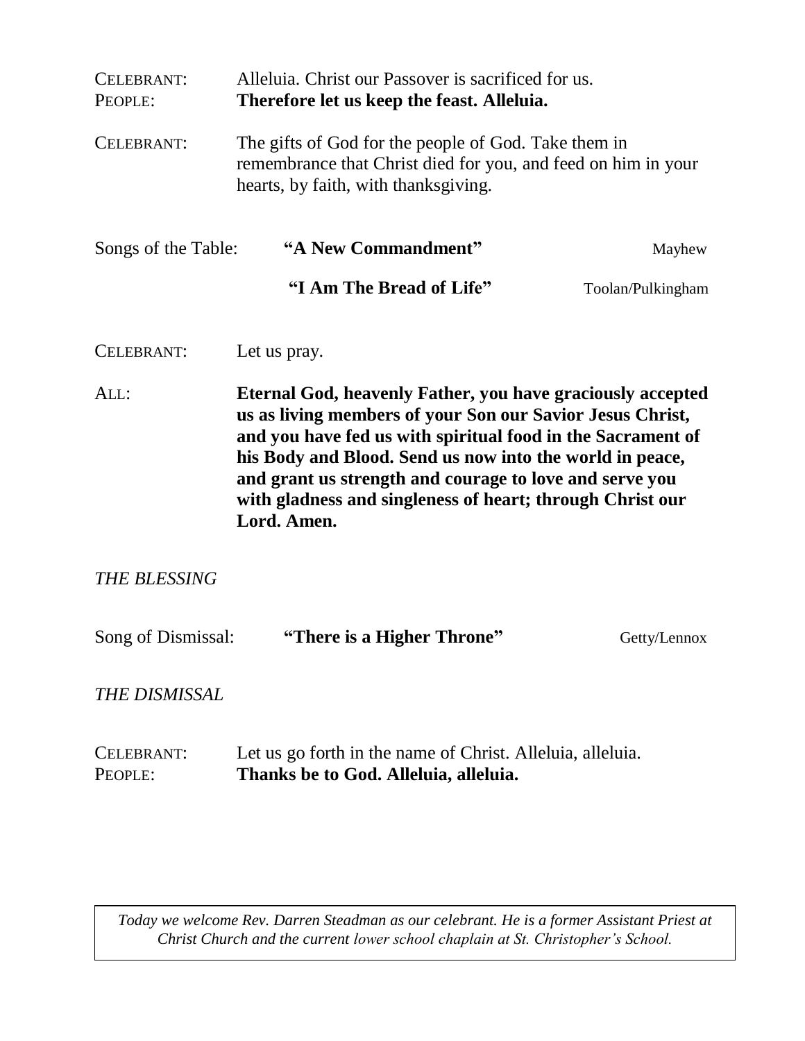CELEBRANT: Alleluia. Christ our Passover is sacrificed for us.
PEOPLE: **Therefore let us keep the feast. Alleluia.**

CELEBRANT: The gifts of God for the people of God. Take them in remembrance that Christ died for you, and feed on him in your hearts, by faith, with thanksgiving.

Songs of the Table: **"A New Commandment"** Mayhew

**"I Am The Bread of Life"** Toolan/Pulkingham

CELEBRANT: Let us pray.

ALL: **Eternal God, heavenly Father, you have graciously accepted us as living members of your Son our Savior Jesus Christ, and you have fed us with spiritual food in the Sacrament of his Body and Blood. Send us now into the world in peace, and grant us strength and courage to love and serve you with gladness and singleness of heart; through Christ our Lord. Amen.**

*THE BLESSING*

Song of Dismissal: **"There is a Higher Throne"** Getty/Lennox

*THE DISMISSAL*

CELEBRANT: Let us go forth in the name of Christ. Alleluia, alleluia.
PEOPLE: **Thanks be to God. Alleluia, alleluia.**

*Today we welcome Rev. Darren Steadman as our celebrant. He is a former Assistant Priest at Christ Church and the current lower school chaplain at St. Christopher's School.*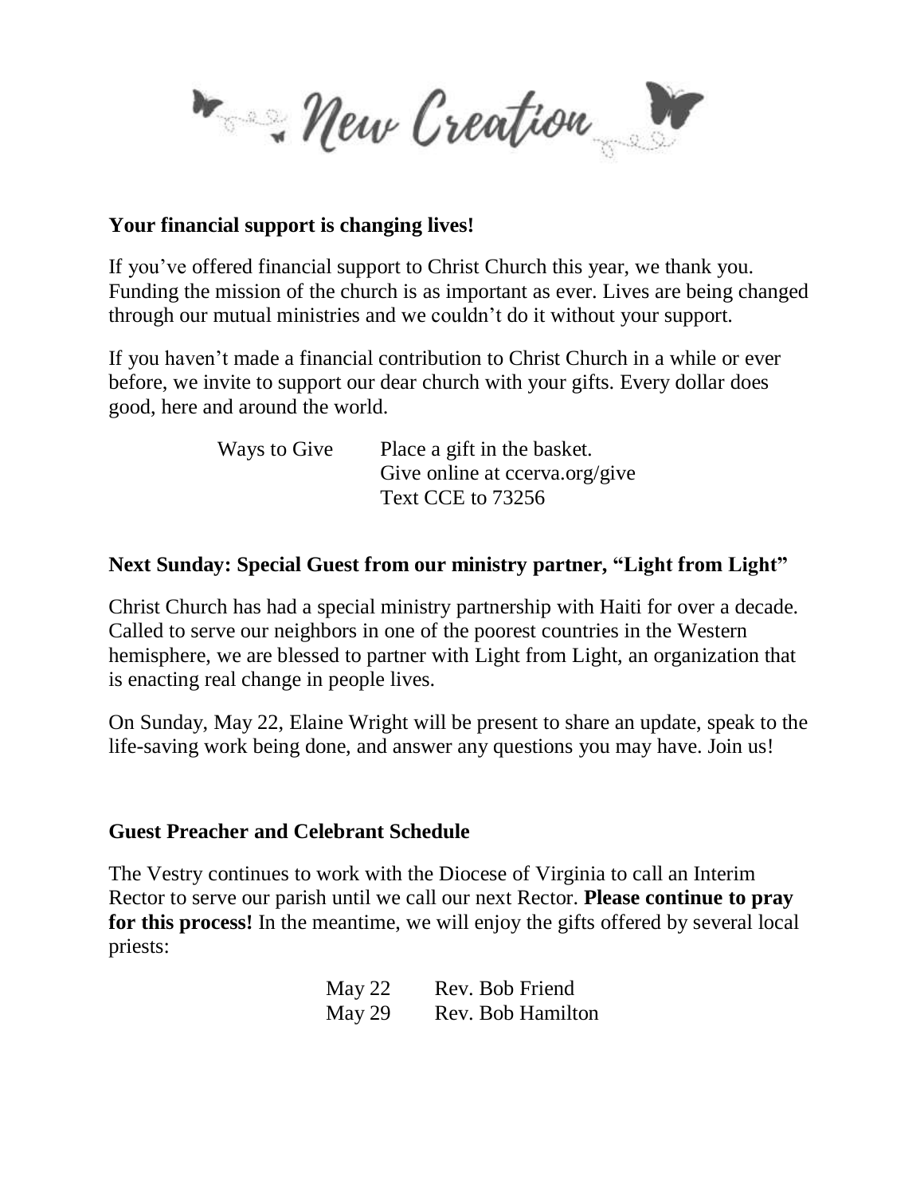# New Creation

**Your financial support is changing lives!**

If you've offered financial support to Christ Church this year, we thank you. Funding the mission of the church is as important as ever. Lives are being changed through our mutual ministries and we couldn't do it without your support.

If you haven't made a financial contribution to Christ Church in a while or ever before, we invite to support our dear church with your gifts. Every dollar does good, here and around the world.

| Ways to Give | Place a gift in the basket. |
|---|---|
| | Give online at ccerva.org/give |
| | Text CCE to 73256 |

**Next Sunday: Special Guest from our ministry partner, "Light from Light"**

Christ Church has had a special ministry partnership with Haiti for over a decade. Called to serve our neighbors in one of the poorest countries in the Western hemisphere, we are blessed to partner with Light from Light, an organization that is enacting real change in people lives.

On Sunday, May 22, Elaine Wright will be present to share an update, speak to the life-saving work being done, and answer any questions you may have. Join us!

**Guest Preacher and Celebrant Schedule**

The Vestry continues to work with the Diocese of Virginia to call an Interim Rector to serve our parish until we call our next Rector. **Please continue to pray for this process!** In the meantime, we will enjoy the gifts offered by several local priests:

| May 22 | Rev. Bob Friend |
|---|---|
| May 29 | Rev. Bob Hamilton |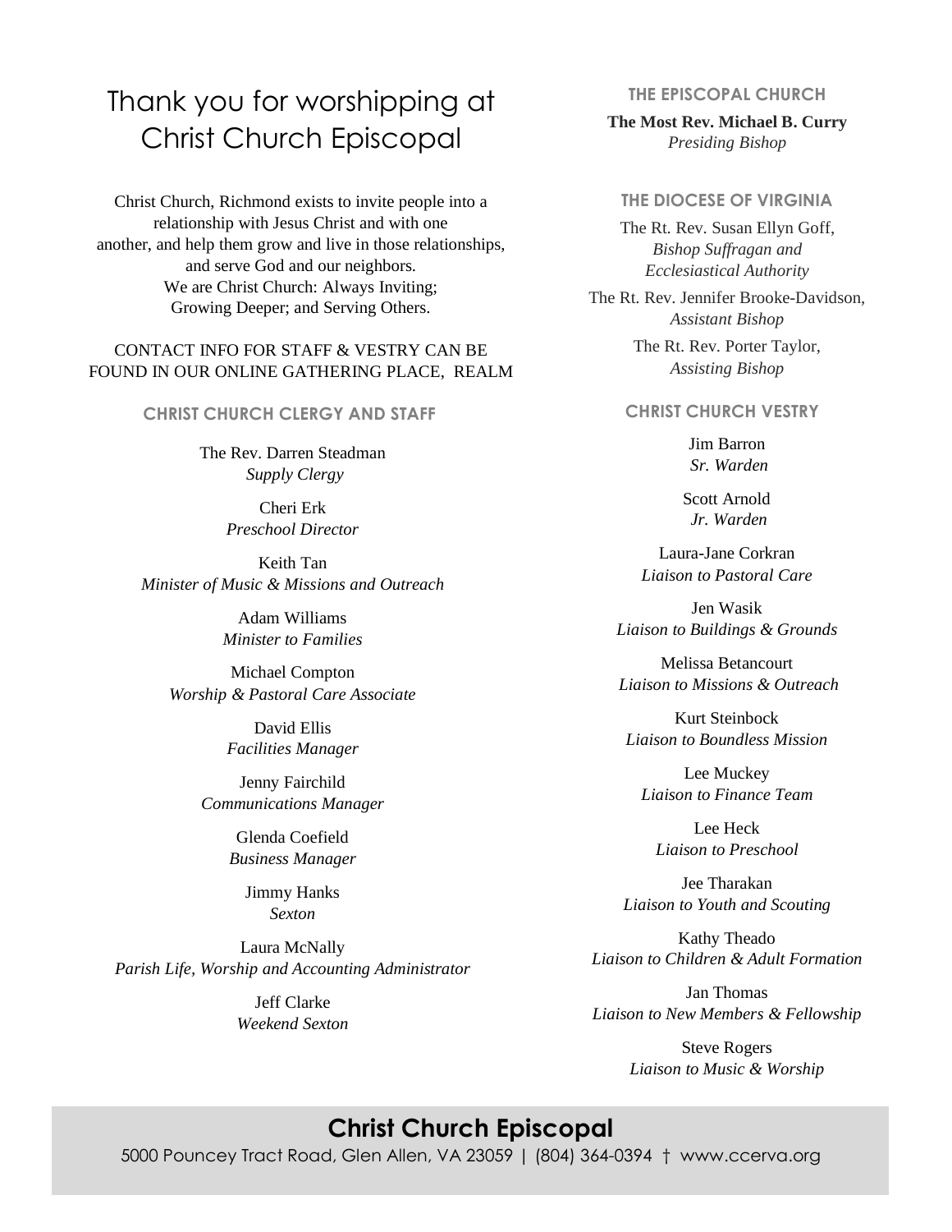# Thank you for worshipping at Christ Church Episcopal

Christ Church, Richmond exists to invite people into a relationship with Jesus Christ and with one another, and help them grow and live in those relationships, and serve God and our neighbors.
We are Christ Church: Always Inviting; Growing Deeper; and Serving Others.

CONTACT INFO FOR STAFF & VESTRY CAN BE FOUND IN OUR ONLINE GATHERING PLACE, REALM

### CHRIST CHURCH CLERGY AND STAFF

The Rev. Darren Steadman
*Supply Clergy*

Cheri Erk
*Preschool Director*

Keith Tan
*Minister of Music & Missions and Outreach*

Adam Williams
*Minister to Families*

Michael Compton
*Worship & Pastoral Care Associate*

David Ellis
*Facilities Manager*

Jenny Fairchild
*Communications Manager*

Glenda Coefield
*Business Manager*

Jimmy Hanks
*Sexton*

Laura McNally
*Parish Life, Worship and Accounting Administrator*

Jeff Clarke
*Weekend Sexton*

### THE EPISCOPAL CHURCH

**The Most Rev. Michael B. Curry**
*Presiding Bishop*

### THE DIOCESE OF VIRGINIA

The Rt. Rev. Susan Ellyn Goff,
*Bishop Suffragan and Ecclesiastical Authority*

The Rt. Rev. Jennifer Brooke-Davidson,
*Assistant Bishop*

The Rt. Rev. Porter Taylor,
*Assisting Bishop*

### CHRIST CHURCH VESTRY

Jim Barron
*Sr. Warden*

Scott Arnold
*Jr. Warden*

Laura-Jane Corkran
*Liaison to Pastoral Care*

Jen Wasik
*Liaison to Buildings & Grounds*

Melissa Betancourt
*Liaison to Missions & Outreach*

Kurt Steinbock
*Liaison to Boundless Mission*

Lee Muckey
*Liaison to Finance Team*

Lee Heck
*Liaison to Preschool*

Jee Tharakan
*Liaison to Youth and Scouting*

Kathy Theado
*Liaison to Children & Adult Formation*

Jan Thomas
*Liaison to New Members & Fellowship*

Steve Rogers
*Liaison to Music & Worship*

**Christ Church Episcopal**

5000 Pouncey Tract Road, Glen Allen, VA 23059 | (804) 364-0394 † www.cceva.org